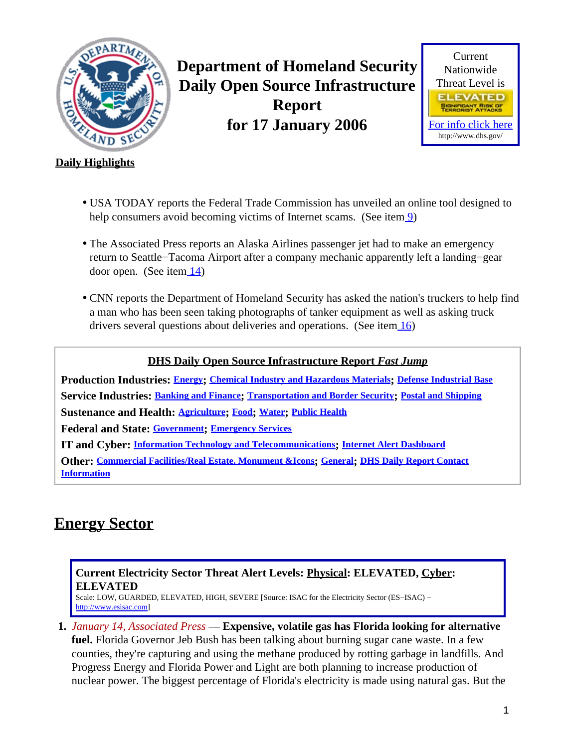# Department of Homeland Security Daily Open Source Infrastructure Report for 17 January 2006

Current Nationwide Threat Level is

ELEVATED

SIGNIFICANT RISK OF TERRORIST ATTACKS

For info click here

http://www.dhs.gov/

## Daily Highlights

- USA TODAY reports the Federal Trade Commission has unveiled an online tool designed to help consumers avoid becoming victims of Internet scams. (See item 9)
- The Associated Press reports an Alaska Airlines passenger jet had to make an emergency return to Seattle−Tacoma Airport after a company mechanic apparently left a landing−gear door open. (See item 14)
- CNN reports the Department of Homeland Security has asked the nation's truckers to help find a man who has been seen taking photographs of tanker equipment as well as asking truck drivers several questions about deliveries and operations. (See item 16)

**DHS Daily Open Source Infrastructure Report *Fast Jump***

**Production Industries:** Energy; Chemical Industry and Hazardous Materials; Defense Industrial Base

**Service Industries:** Banking and Finance; Transportation and Border Security; Postal and Shipping

**Sustenance and Health:** Agriculture; Food; Water; Public Health

**Federal and State:** Government; Emergency Services

**IT and Cyber:** Information Technology and Telecommunications; Internet Alert Dashboard

**Other:** Commercial Facilities/Real Estate, Monument &Icons; General; DHS Daily Report Contact Information

## Energy Sector

**Current Electricity Sector Threat Alert Levels: Physical: ELEVATED, Cyber: ELEVATED**

Scale: LOW, GUARDED, ELEVATED, HIGH, SEVERE [Source: ISAC for the Electricity Sector (ES−ISAC) − http://www.esisac.com]

1. *January 14, Associated Press* — **Expensive, volatile gas has Florida looking for alternative fuel.** Florida Governor Jeb Bush has been talking about burning sugar cane waste. In a few counties, they're capturing and using the methane produced by rotting garbage in landfills. And Progress Energy and Florida Power and Light are both planning to increase production of nuclear power. The biggest percentage of Florida's electricity is made using natural gas. But the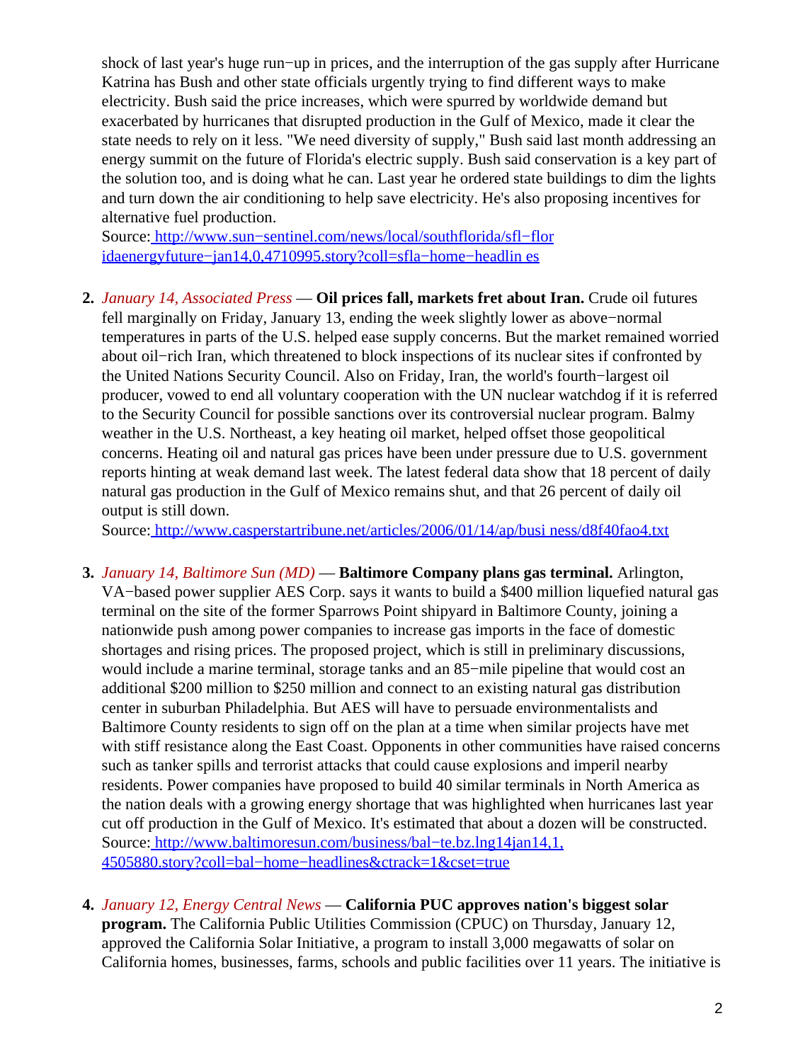shock of last year's huge run−up in prices, and the interruption of the gas supply after Hurricane Katrina has Bush and other state officials urgently trying to find different ways to make electricity. Bush said the price increases, which were spurred by worldwide demand but exacerbated by hurricanes that disrupted production in the Gulf of Mexico, made it clear the state needs to rely on it less. "We need diversity of supply," Bush said last month addressing an energy summit on the future of Florida's electric supply. Bush said conservation is a key part of the solution too, and is doing what he can. Last year he ordered state buildings to dim the lights and turn down the air conditioning to help save electricity. He's also proposing incentives for alternative fuel production.
Source: http://www.sun−sentinel.com/news/local/southflorida/sfl−floridaenergyfuture−jan14,0,4710995.story?coll=sfla−home−headlines

2. *January 14, Associated Press* — **Oil prices fall, markets fret about Iran.** Crude oil futures fell marginally on Friday, January 13, ending the week slightly lower as above−normal temperatures in parts of the U.S. helped ease supply concerns. But the market remained worried about oil−rich Iran, which threatened to block inspections of its nuclear sites if confronted by the United Nations Security Council. Also on Friday, Iran, the world's fourth−largest oil producer, vowed to end all voluntary cooperation with the UN nuclear watchdog if it is referred to the Security Council for possible sanctions over its controversial nuclear program. Balmy weather in the U.S. Northeast, a key heating oil market, helped offset those geopolitical concerns. Heating oil and natural gas prices have been under pressure due to U.S. government reports hinting at weak demand last week. The latest federal data show that 18 percent of daily natural gas production in the Gulf of Mexico remains shut, and that 26 percent of daily oil output is still down.
Source: http://www.casperstartribune.net/articles/2006/01/14/ap/business/d8f40fao4.txt

3. *January 14, Baltimore Sun (MD)* — **Baltimore Company plans gas terminal.** Arlington, VA−based power supplier AES Corp. says it wants to build a $400 million liquefied natural gas terminal on the site of the former Sparrows Point shipyard in Baltimore County, joining a nationwide push among power companies to increase gas imports in the face of domestic shortages and rising prices. The proposed project, which is still in preliminary discussions, would include a marine terminal, storage tanks and an 85−mile pipeline that would cost an additional $200 million to $250 million and connect to an existing natural gas distribution center in suburban Philadelphia. But AES will have to persuade environmentalists and Baltimore County residents to sign off on the plan at a time when similar projects have met with stiff resistance along the East Coast. Opponents in other communities have raised concerns such as tanker spills and terrorist attacks that could cause explosions and imperil nearby residents. Power companies have proposed to build 40 similar terminals in North America as the nation deals with a growing energy shortage that was highlighted when hurricanes last year cut off production in the Gulf of Mexico. It's estimated that about a dozen will be constructed.
Source: http://www.baltimoresun.com/business/bal−te.bz.lng14jan14,1,4505880.story?coll=bal−home−headlines&ctrack=1&cset=true

4. *January 12, Energy Central News* — **California PUC approves nation's biggest solar program.** The California Public Utilities Commission (CPUC) on Thursday, January 12, approved the California Solar Initiative, a program to install 3,000 megawatts of solar on California homes, businesses, farms, schools and public facilities over 11 years. The initiative is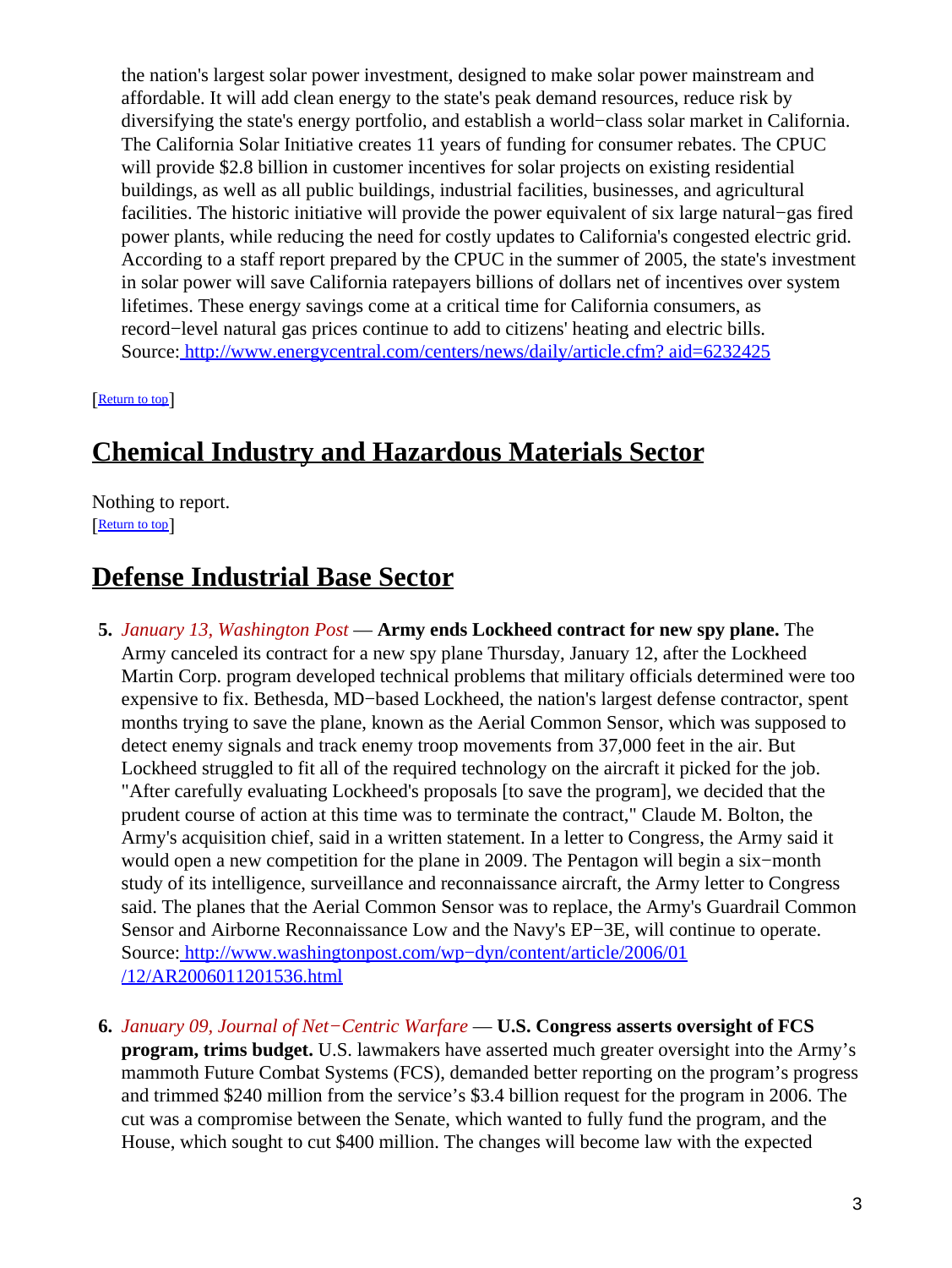the nation's largest solar power investment, designed to make solar power mainstream and affordable. It will add clean energy to the state's peak demand resources, reduce risk by diversifying the state's energy portfolio, and establish a world−class solar market in California. The California Solar Initiative creates 11 years of funding for consumer rebates. The CPUC will provide $2.8 billion in customer incentives for solar projects on existing residential buildings, as well as all public buildings, industrial facilities, businesses, and agricultural facilities. The historic initiative will provide the power equivalent of six large natural−gas fired power plants, while reducing the need for costly updates to California's congested electric grid. According to a staff report prepared by the CPUC in the summer of 2005, the state's investment in solar power will save California ratepayers billions of dollars net of incentives over system lifetimes. These energy savings come at a critical time for California consumers, as record−level natural gas prices continue to add to citizens' heating and electric bills.
Source: http://www.energycentral.com/centers/news/daily/article.cfm? aid=6232425

[Return to top]

## Chemical Industry and Hazardous Materials Sector

Nothing to report.
[Return to top]

## Defense Industrial Base Sector

5. *January 13, Washington Post* — **Army ends Lockheed contract for new spy plane.** The Army canceled its contract for a new spy plane Thursday, January 12, after the Lockheed Martin Corp. program developed technical problems that military officials determined were too expensive to fix. Bethesda, MD−based Lockheed, the nation's largest defense contractor, spent months trying to save the plane, known as the Aerial Common Sensor, which was supposed to detect enemy signals and track enemy troop movements from 37,000 feet in the air. But Lockheed struggled to fit all of the required technology on the aircraft it picked for the job. "After carefully evaluating Lockheed's proposals [to save the program], we decided that the prudent course of action at this time was to terminate the contract," Claude M. Bolton, the Army's acquisition chief, said in a written statement. In a letter to Congress, the Army said it would open a new competition for the plane in 2009. The Pentagon will begin a six−month study of its intelligence, surveillance and reconnaissance aircraft, the Army letter to Congress said. The planes that the Aerial Common Sensor was to replace, the Army's Guardrail Common Sensor and Airborne Reconnaissance Low and the Navy's EP−3E, will continue to operate.
Source: http://www.washingtonpost.com/wp−dyn/content/article/2006/01/12/AR2006011201536.html

6. *January 09, Journal of Net−Centric Warfare* — **U.S. Congress asserts oversight of FCS program, trims budget.** U.S. lawmakers have asserted much greater oversight into the Army's mammoth Future Combat Systems (FCS), demanded better reporting on the program's progress and trimmed $240 million from the service's $3.4 billion request for the program in 2006. The cut was a compromise between the Senate, which wanted to fully fund the program, and the House, which sought to cut $400 million. The changes will become law with the expected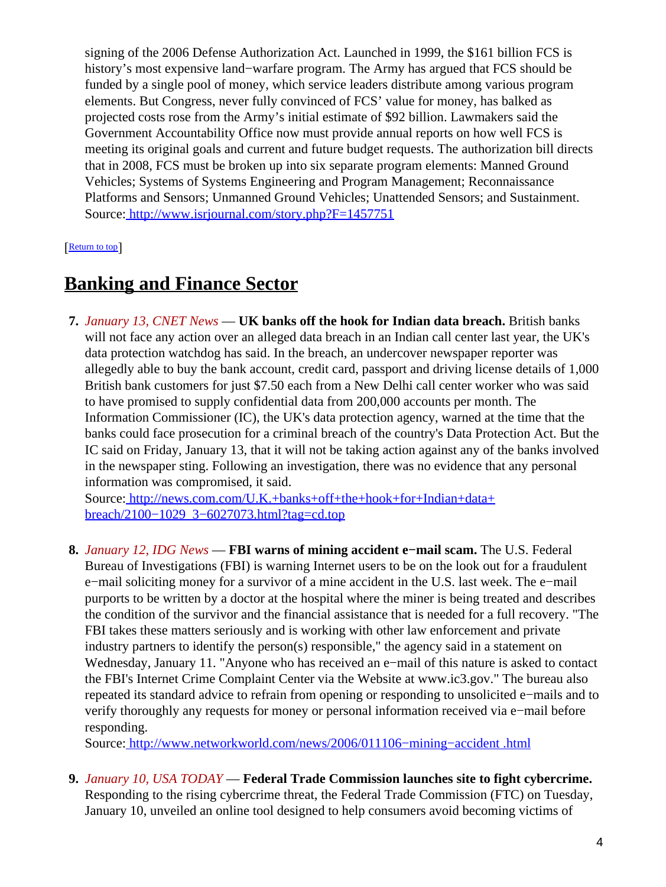signing of the 2006 Defense Authorization Act. Launched in 1999, the $161 billion FCS is history's most expensive land−warfare program. The Army has argued that FCS should be funded by a single pool of money, which service leaders distribute among various program elements. But Congress, never fully convinced of FCS' value for money, has balked as projected costs rose from the Army's initial estimate of $92 billion. Lawmakers said the Government Accountability Office now must provide annual reports on how well FCS is meeting its original goals and current and future budget requests. The authorization bill directs that in 2008, FCS must be broken up into six separate program elements: Manned Ground Vehicles; Systems of Systems Engineering and Program Management; Reconnaissance Platforms and Sensors; Unmanned Ground Vehicles; Unattended Sensors; and Sustainment.
Source: http://www.isrjournal.com/story.php?F=1457751

[Return to top]

## Banking and Finance Sector

7. *January 13, CNET News* — **UK banks off the hook for Indian data breach.** British banks will not face any action over an alleged data breach in an Indian call center last year, the UK's data protection watchdog has said. In the breach, an undercover newspaper reporter was allegedly able to buy the bank account, credit card, passport and driving license details of 1,000 British bank customers for just $7.50 each from a New Delhi call center worker who was said to have promised to supply confidential data from 200,000 accounts per month. The Information Commissioner (IC), the UK's data protection agency, warned at the time that the banks could face prosecution for a criminal breach of the country's Data Protection Act. But the IC said on Friday, January 13, that it will not be taking action against any of the banks involved in the newspaper sting. Following an investigation, there was no evidence that any personal information was compromised, it said.
Source: http://news.com.com/U.K.+banks+off+the+hook+for+Indian+data+breach/2100−1029_3−6027073.html?tag=cd.top

8. *January 12, IDG News* — **FBI warns of mining accident e−mail scam.** The U.S. Federal Bureau of Investigations (FBI) is warning Internet users to be on the look out for a fraudulent e−mail soliciting money for a survivor of a mine accident in the U.S. last week. The e−mail purports to be written by a doctor at the hospital where the miner is being treated and describes the condition of the survivor and the financial assistance that is needed for a full recovery. "The FBI takes these matters seriously and is working with other law enforcement and private industry partners to identify the person(s) responsible," the agency said in a statement on Wednesday, January 11. "Anyone who has received an e−mail of this nature is asked to contact the FBI's Internet Crime Complaint Center via the Website at www.ic3.gov." The bureau also repeated its standard advice to refrain from opening or responding to unsolicited e−mails and to verify thoroughly any requests for money or personal information received via e−mail before responding.
Source: http://www.networkworld.com/news/2006/011106−mining−accident .html

9. *January 10, USA TODAY* — **Federal Trade Commission launches site to fight cybercrime.** Responding to the rising cybercrime threat, the Federal Trade Commission (FTC) on Tuesday, January 10, unveiled an online tool designed to help consumers avoid becoming victims of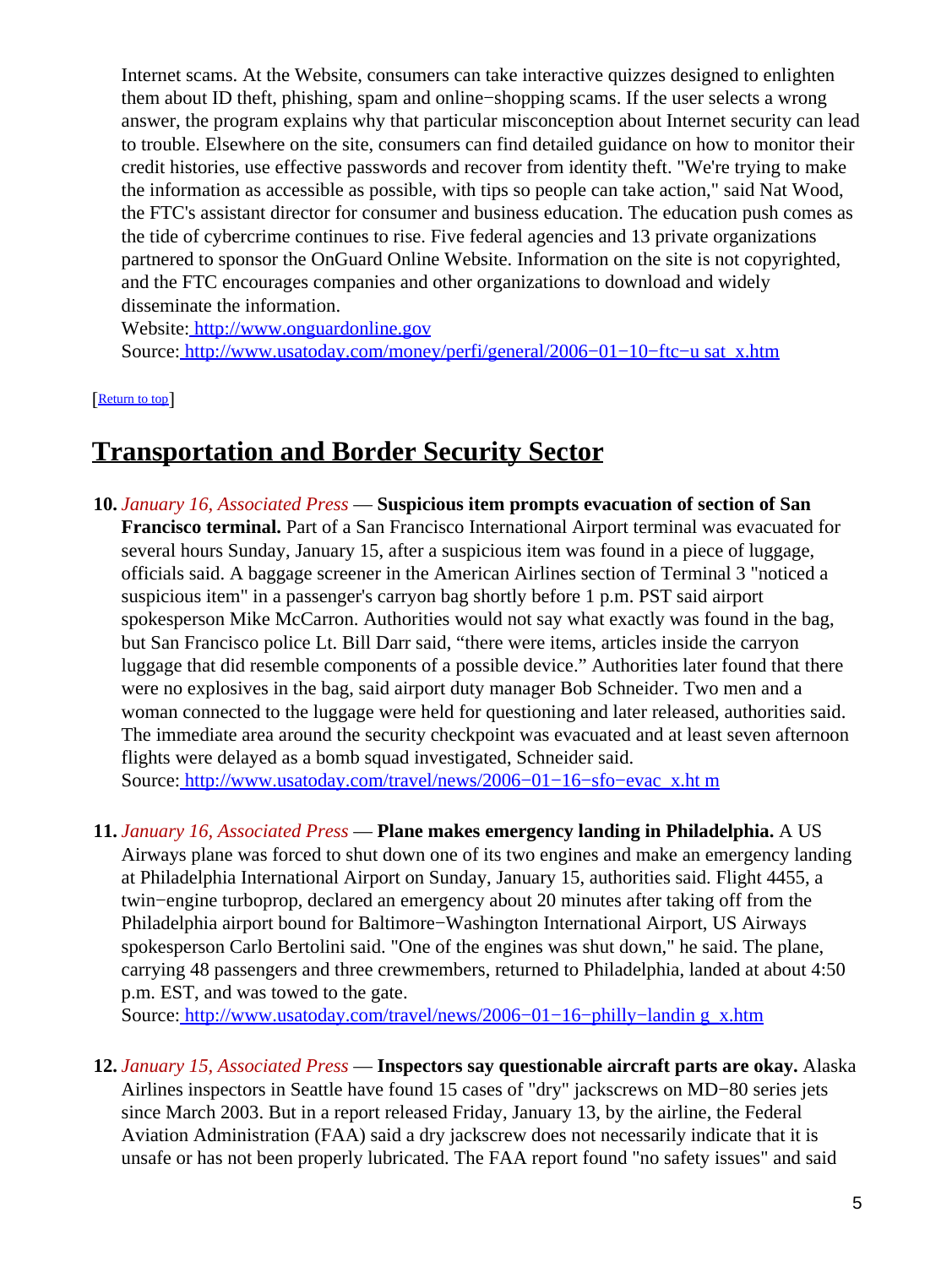Internet scams. At the Website, consumers can take interactive quizzes designed to enlighten them about ID theft, phishing, spam and online−shopping scams. If the user selects a wrong answer, the program explains why that particular misconception about Internet security can lead to trouble. Elsewhere on the site, consumers can find detailed guidance on how to monitor their credit histories, use effective passwords and recover from identity theft. "We're trying to make the information as accessible as possible, with tips so people can take action," said Nat Wood, the FTC's assistant director for consumer and business education. The education push comes as the tide of cybercrime continues to rise. Five federal agencies and 13 private organizations partnered to sponsor the OnGuard Online Website. Information on the site is not copyrighted, and the FTC encourages companies and other organizations to download and widely disseminate the information.
Website: http://www.onguardonline.gov
Source: http://www.usatoday.com/money/perfi/general/2006−01−10−ftc−u sat_x.htm

[Return to top]

## Transportation and Border Security Sector

**10.** *January 16, Associated Press* — **Suspicious item prompts evacuation of section of San Francisco terminal.** Part of a San Francisco International Airport terminal was evacuated for several hours Sunday, January 15, after a suspicious item was found in a piece of luggage, officials said. A baggage screener in the American Airlines section of Terminal 3 "noticed a suspicious item" in a passenger's carryon bag shortly before 1 p.m. PST said airport spokesperson Mike McCarron. Authorities would not say what exactly was found in the bag, but San Francisco police Lt. Bill Darr said, "there were items, articles inside the carryon luggage that did resemble components of a possible device." Authorities later found that there were no explosives in the bag, said airport duty manager Bob Schneider. Two men and a woman connected to the luggage were held for questioning and later released, authorities said. The immediate area around the security checkpoint was evacuated and at least seven afternoon flights were delayed as a bomb squad investigated, Schneider said.
Source: http://www.usatoday.com/travel/news/2006−01−16−sfo−evac_x.ht m

**11.** *January 16, Associated Press* — **Plane makes emergency landing in Philadelphia.** A US Airways plane was forced to shut down one of its two engines and make an emergency landing at Philadelphia International Airport on Sunday, January 15, authorities said. Flight 4455, a twin−engine turboprop, declared an emergency about 20 minutes after taking off from the Philadelphia airport bound for Baltimore−Washington International Airport, US Airways spokesperson Carlo Bertolini said. "One of the engines was shut down," he said. The plane, carrying 48 passengers and three crewmembers, returned to Philadelphia, landed at about 4:50 p.m. EST, and was towed to the gate.
Source: http://www.usatoday.com/travel/news/2006−01−16−philly−landin g_x.htm

**12.** *January 15, Associated Press* — **Inspectors say questionable aircraft parts are okay.** Alaska Airlines inspectors in Seattle have found 15 cases of "dry" jackscrews on MD−80 series jets since March 2003. But in a report released Friday, January 13, by the airline, the Federal Aviation Administration (FAA) said a dry jackscrew does not necessarily indicate that it is unsafe or has not been properly lubricated. The FAA report found "no safety issues" and said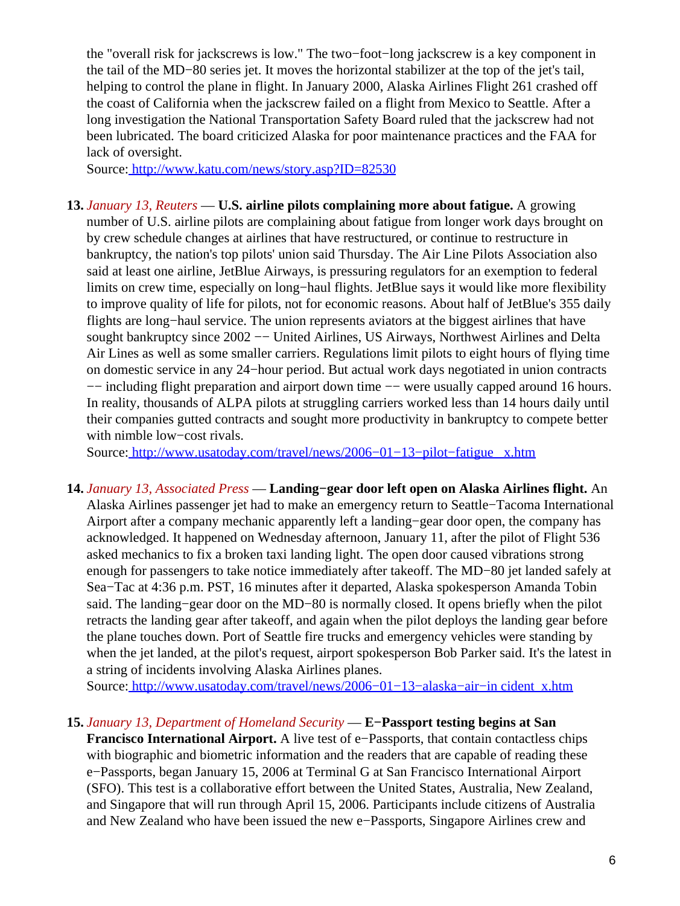the "overall risk for jackscrews is low." The two−foot−long jackscrew is a key component in the tail of the MD−80 series jet. It moves the horizontal stabilizer at the top of the jet's tail, helping to control the plane in flight. In January 2000, Alaska Airlines Flight 261 crashed off the coast of California when the jackscrew failed on a flight from Mexico to Seattle. After a long investigation the National Transportation Safety Board ruled that the jackscrew had not been lubricated. The board criticized Alaska for poor maintenance practices and the FAA for lack of oversight.
Source: http://www.katu.com/news/story.asp?ID=82530

13. *January 13, Reuters* — **U.S. airline pilots complaining more about fatigue.** A growing number of U.S. airline pilots are complaining about fatigue from longer work days brought on by crew schedule changes at airlines that have restructured, or continue to restructure in bankruptcy, the nation's top pilots' union said Thursday. The Air Line Pilots Association also said at least one airline, JetBlue Airways, is pressuring regulators for an exemption to federal limits on crew time, especially on long−haul flights. JetBlue says it would like more flexibility to improve quality of life for pilots, not for economic reasons. About half of JetBlue's 355 daily flights are long−haul service. The union represents aviators at the biggest airlines that have sought bankruptcy since 2002 −− United Airlines, US Airways, Northwest Airlines and Delta Air Lines as well as some smaller carriers. Regulations limit pilots to eight hours of flying time on domestic service in any 24−hour period. But actual work days negotiated in union contracts −− including flight preparation and airport down time −− were usually capped around 16 hours. In reality, thousands of ALPA pilots at struggling carriers worked less than 14 hours daily until their companies gutted contracts and sought more productivity in bankruptcy to compete better with nimble low−cost rivals.
Source: http://www.usatoday.com/travel/news/2006−01−13−pilot−fatigue_x.htm

14. *January 13, Associated Press* — **Landing−gear door left open on Alaska Airlines flight.** An Alaska Airlines passenger jet had to make an emergency return to Seattle−Tacoma International Airport after a company mechanic apparently left a landing−gear door open, the company has acknowledged. It happened on Wednesday afternoon, January 11, after the pilot of Flight 536 asked mechanics to fix a broken taxi landing light. The open door caused vibrations strong enough for passengers to take notice immediately after takeoff. The MD−80 jet landed safely at Sea−Tac at 4:36 p.m. PST, 16 minutes after it departed, Alaska spokesperson Amanda Tobin said. The landing−gear door on the MD−80 is normally closed. It opens briefly when the pilot retracts the landing gear after takeoff, and again when the pilot deploys the landing gear before the plane touches down. Port of Seattle fire trucks and emergency vehicles were standing by when the jet landed, at the pilot's request, airport spokesperson Bob Parker said. It's the latest in a string of incidents involving Alaska Airlines planes.
Source: http://www.usatoday.com/travel/news/2006−01−13−alaska−air−in cident_x.htm

15. *January 13, Department of Homeland Security* — **E−Passport testing begins at San Francisco International Airport.** A live test of e−Passports, that contain contactless chips with biographic and biometric information and the readers that are capable of reading these e−Passports, began January 15, 2006 at Terminal G at San Francisco International Airport (SFO). This test is a collaborative effort between the United States, Australia, New Zealand, and Singapore that will run through April 15, 2006. Participants include citizens of Australia and New Zealand who have been issued the new e−Passports, Singapore Airlines crew and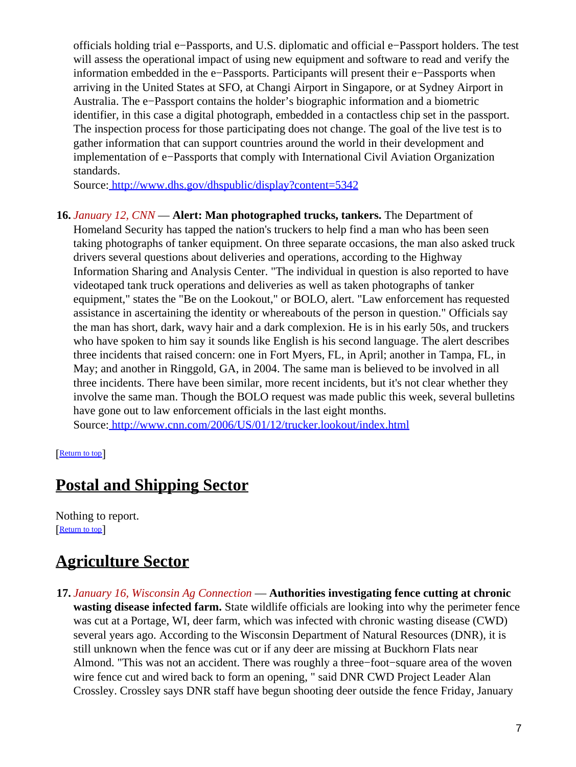officials holding trial e−Passports, and U.S. diplomatic and official e−Passport holders. The test will assess the operational impact of using new equipment and software to read and verify the information embedded in the e−Passports. Participants will present their e−Passports when arriving in the United States at SFO, at Changi Airport in Singapore, or at Sydney Airport in Australia. The e−Passport contains the holder's biographic information and a biometric identifier, in this case a digital photograph, embedded in a contactless chip set in the passport. The inspection process for those participating does not change. The goal of the live test is to gather information that can support countries around the world in their development and implementation of e−Passports that comply with International Civil Aviation Organization standards.
Source: http://www.dhs.gov/dhspublic/display?content=5342

16. *January 12, CNN* — **Alert: Man photographed trucks, tankers.** The Department of Homeland Security has tapped the nation's truckers to help find a man who has been seen taking photographs of tanker equipment. On three separate occasions, the man also asked truck drivers several questions about deliveries and operations, according to the Highway Information Sharing and Analysis Center. "The individual in question is also reported to have videotaped tank truck operations and deliveries as well as taken photographs of tanker equipment," states the "Be on the Lookout," or BOLO, alert. "Law enforcement has requested assistance in ascertaining the identity or whereabouts of the person in question." Officials say the man has short, dark, wavy hair and a dark complexion. He is in his early 50s, and truckers who have spoken to him say it sounds like English is his second language. The alert describes three incidents that raised concern: one in Fort Myers, FL, in April; another in Tampa, FL, in May; and another in Ringgold, GA, in 2004. The same man is believed to be involved in all three incidents. There have been similar, more recent incidents, but it's not clear whether they involve the same man. Though the BOLO request was made public this week, several bulletins have gone out to law enforcement officials in the last eight months.
Source: http://www.cnn.com/2006/US/01/12/trucker.lookout/index.html

[Return to top]

## Postal and Shipping Sector

Nothing to report.
[Return to top]

## Agriculture Sector

17. *January 16, Wisconsin Ag Connection* — **Authorities investigating fence cutting at chronic wasting disease infected farm.** State wildlife officials are looking into why the perimeter fence was cut at a Portage, WI, deer farm, which was infected with chronic wasting disease (CWD) several years ago. According to the Wisconsin Department of Natural Resources (DNR), it is still unknown when the fence was cut or if any deer are missing at Buckhorn Flats near Almond. "This was not an accident. There was roughly a three−foot−square area of the woven wire fence cut and wired back to form an opening, " said DNR CWD Project Leader Alan Crossley. Crossley says DNR staff have begun shooting deer outside the fence Friday, January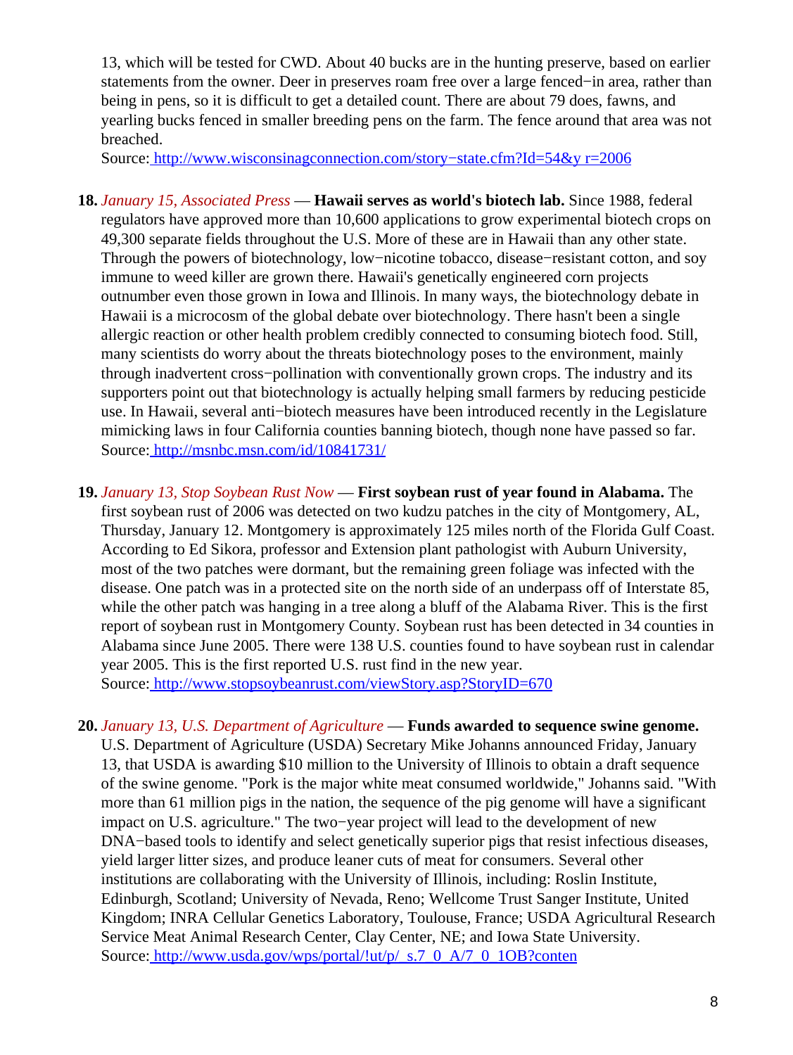13, which will be tested for CWD. About 40 bucks are in the hunting preserve, based on earlier statements from the owner. Deer in preserves roam free over a large fenced−in area, rather than being in pens, so it is difficult to get a detailed count. There are about 79 does, fawns, and yearling bucks fenced in smaller breeding pens on the farm. The fence around that area was not breached.
Source: http://www.wisconsinagconnection.com/story−state.cfm?Id=54&y r=2006

18. *January 15, Associated Press* — **Hawaii serves as world's biotech lab.** Since 1988, federal regulators have approved more than 10,600 applications to grow experimental biotech crops on 49,300 separate fields throughout the U.S. More of these are in Hawaii than any other state. Through the powers of biotechnology, low−nicotine tobacco, disease−resistant cotton, and soy immune to weed killer are grown there. Hawaii's genetically engineered corn projects outnumber even those grown in Iowa and Illinois. In many ways, the biotechnology debate in Hawaii is a microcosm of the global debate over biotechnology. There hasn't been a single allergic reaction or other health problem credibly connected to consuming biotech food. Still, many scientists do worry about the threats biotechnology poses to the environment, mainly through inadvertent cross−pollination with conventionally grown crops. The industry and its supporters point out that biotechnology is actually helping small farmers by reducing pesticide use. In Hawaii, several anti−biotech measures have been introduced recently in the Legislature mimicking laws in four California counties banning biotech, though none have passed so far.
Source: http://msnbc.msn.com/id/10841731/

19. *January 13, Stop Soybean Rust Now* — **First soybean rust of year found in Alabama.** The first soybean rust of 2006 was detected on two kudzu patches in the city of Montgomery, AL, Thursday, January 12. Montgomery is approximately 125 miles north of the Florida Gulf Coast. According to Ed Sikora, professor and Extension plant pathologist with Auburn University, most of the two patches were dormant, but the remaining green foliage was infected with the disease. One patch was in a protected site on the north side of an underpass off of Interstate 85, while the other patch was hanging in a tree along a bluff of the Alabama River. This is the first report of soybean rust in Montgomery County. Soybean rust has been detected in 34 counties in Alabama since June 2005. There were 138 U.S. counties found to have soybean rust in calendar year 2005. This is the first reported U.S. rust find in the new year.
Source: http://www.stopsoybeanrust.com/viewStory.asp?StoryID=670

20. *January 13, U.S. Department of Agriculture* — **Funds awarded to sequence swine genome.** U.S. Department of Agriculture (USDA) Secretary Mike Johanns announced Friday, January 13, that USDA is awarding $10 million to the University of Illinois to obtain a draft sequence of the swine genome. "Pork is the major white meat consumed worldwide," Johanns said. "With more than 61 million pigs in the nation, the sequence of the pig genome will have a significant impact on U.S. agriculture." The two−year project will lead to the development of new DNA−based tools to identify and select genetically superior pigs that resist infectious diseases, yield larger litter sizes, and produce leaner cuts of meat for consumers. Several other institutions are collaborating with the University of Illinois, including: Roslin Institute, Edinburgh, Scotland; University of Nevada, Reno; Wellcome Trust Sanger Institute, United Kingdom; INRA Cellular Genetics Laboratory, Toulouse, France; USDA Agricultural Research Service Meat Animal Research Center, Clay Center, NE; and Iowa State University.
Source: http://www.usda.gov/wps/portal/!ut/p/_s.7_0_A/7_0_1OB?conten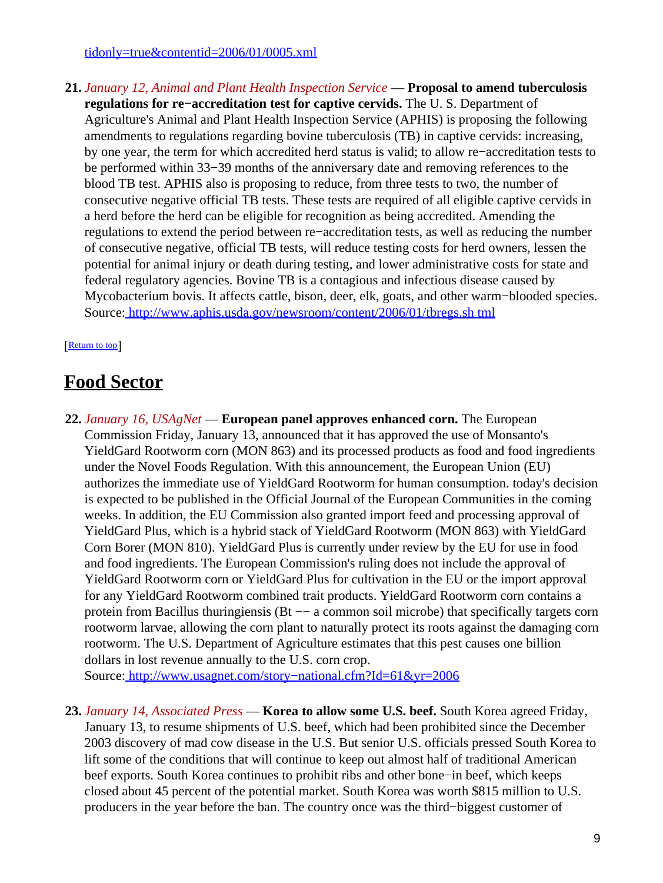tidonly=true&contentid=2006/01/0005.xml

21. *January 12, Animal and Plant Health Inspection Service* — **Proposal to amend tuberculosis regulations for re−accreditation test for captive cervids.** The U. S. Department of Agriculture's Animal and Plant Health Inspection Service (APHIS) is proposing the following amendments to regulations regarding bovine tuberculosis (TB) in captive cervids: increasing, by one year, the term for which accredited herd status is valid; to allow re−accreditation tests to be performed within 33−39 months of the anniversary date and removing references to the blood TB test. APHIS also is proposing to reduce, from three tests to two, the number of consecutive negative official TB tests. These tests are required of all eligible captive cervids in a herd before the herd can be eligible for recognition as being accredited. Amending the regulations to extend the period between re−accreditation tests, as well as reducing the number of consecutive negative, official TB tests, will reduce testing costs for herd owners, lessen the potential for animal injury or death during testing, and lower administrative costs for state and federal regulatory agencies. Bovine TB is a contagious and infectious disease caused by Mycobacterium bovis. It affects cattle, bison, deer, elk, goats, and other warm−blooded species.
Source: http://www.aphis.usda.gov/newsroom/content/2006/01/tbregs.sh tml

[Return to top]

# Food Sector

22. *January 16, USAgNet* — **European panel approves enhanced corn.** The European Commission Friday, January 13, announced that it has approved the use of Monsanto's YieldGard Rootworm corn (MON 863) and its processed products as food and food ingredients under the Novel Foods Regulation. With this announcement, the European Union (EU) authorizes the immediate use of YieldGard Rootworm for human consumption. today's decision is expected to be published in the Official Journal of the European Communities in the coming weeks. In addition, the EU Commission also granted import feed and processing approval of YieldGard Plus, which is a hybrid stack of YieldGard Rootworm (MON 863) with YieldGard Corn Borer (MON 810). YieldGard Plus is currently under review by the EU for use in food and food ingredients. The European Commission's ruling does not include the approval of YieldGard Rootworm corn or YieldGard Plus for cultivation in the EU or the import approval for any YieldGard Rootworm combined trait products. YieldGard Rootworm corn contains a protein from Bacillus thuringiensis (Bt −− a common soil microbe) that specifically targets corn rootworm larvae, allowing the corn plant to naturally protect its roots against the damaging corn rootworm. The U.S. Department of Agriculture estimates that this pest causes one billion dollars in lost revenue annually to the U.S. corn crop.
Source: http://www.usagnet.com/story−national.cfm?Id=61&yr=2006

23. *January 14, Associated Press* — **Korea to allow some U.S. beef.** South Korea agreed Friday, January 13, to resume shipments of U.S. beef, which had been prohibited since the December 2003 discovery of mad cow disease in the U.S. But senior U.S. officials pressed South Korea to lift some of the conditions that will continue to keep out almost half of traditional American beef exports. South Korea continues to prohibit ribs and other bone−in beef, which keeps closed about 45 percent of the potential market. South Korea was worth $815 million to U.S. producers in the year before the ban. The country once was the third−biggest customer of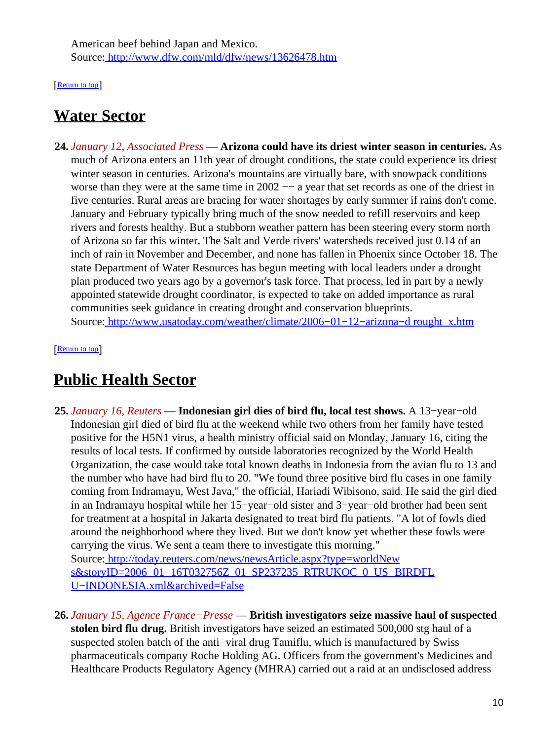American beef behind Japan and Mexico.
Source: http://www.dfw.com/mld/dfw/news/13626478.htm

[Return to top]

## Water Sector

**24.** *January 12, Associated Press* — **Arizona could have its driest winter season in centuries.** As much of Arizona enters an 11th year of drought conditions, the state could experience its driest winter season in centuries. Arizona's mountains are virtually bare, with snowpack conditions worse than they were at the same time in 2002 −− a year that set records as one of the driest in five centuries. Rural areas are bracing for water shortages by early summer if rains don't come. January and February typically bring much of the snow needed to refill reservoirs and keep rivers and forests healthy. But a stubborn weather pattern has been steering every storm north of Arizona so far this winter. The Salt and Verde rivers' watersheds received just 0.14 of an inch of rain in November and December, and none has fallen in Phoenix since October 18. The state Department of Water Resources has begun meeting with local leaders under a drought plan produced two years ago by a governor's task force. That process, led in part by a newly appointed statewide drought coordinator, is expected to take on added importance as rural communities seek guidance in creating drought and conservation blueprints.
Source: http://www.usatoday.com/weather/climate/2006−01−12−arizona−d rought_x.htm

[Return to top]

## Public Health Sector

**25.** *January 16, Reuters* — **Indonesian girl dies of bird flu, local test shows.** A 13−year−old Indonesian girl died of bird flu at the weekend while two others from her family have tested positive for the H5N1 virus, a health ministry official said on Monday, January 16, citing the results of local tests. If confirmed by outside laboratories recognized by the World Health Organization, the case would take total known deaths in Indonesia from the avian flu to 13 and the number who have had bird flu to 20. "We found three positive bird flu cases in one family coming from Indramayu, West Java," the official, Hariadi Wibisono, said. He said the girl died in an Indramayu hospital while her 15−year−old sister and 3−year−old brother had been sent for treatment at a hospital in Jakarta designated to treat bird flu patients. "A lot of fowls died around the neighborhood where they lived. But we don't know yet whether these fowls were carrying the virus. We sent a team there to investigate this morning."
Source: http://today.reuters.com/news/newsArticle.aspx?type=worldNew s&storyID=2006−01−16T032756Z_01_SP237235_RTRUKOC_0_US−BIRDFL U−INDONESIA.xml&archived=False

**26.** *January 15, Agence France−Presse* — **British investigators seize massive haul of suspected stolen bird flu drug.** British investigators have seized an estimated 500,000 stg haul of a suspected stolen batch of the anti−viral drug Tamiflu, which is manufactured by Swiss pharmaceuticals company Roche Holding AG. Officers from the government's Medicines and Healthcare Products Regulatory Agency (MHRA) carried out a raid at an undisclosed address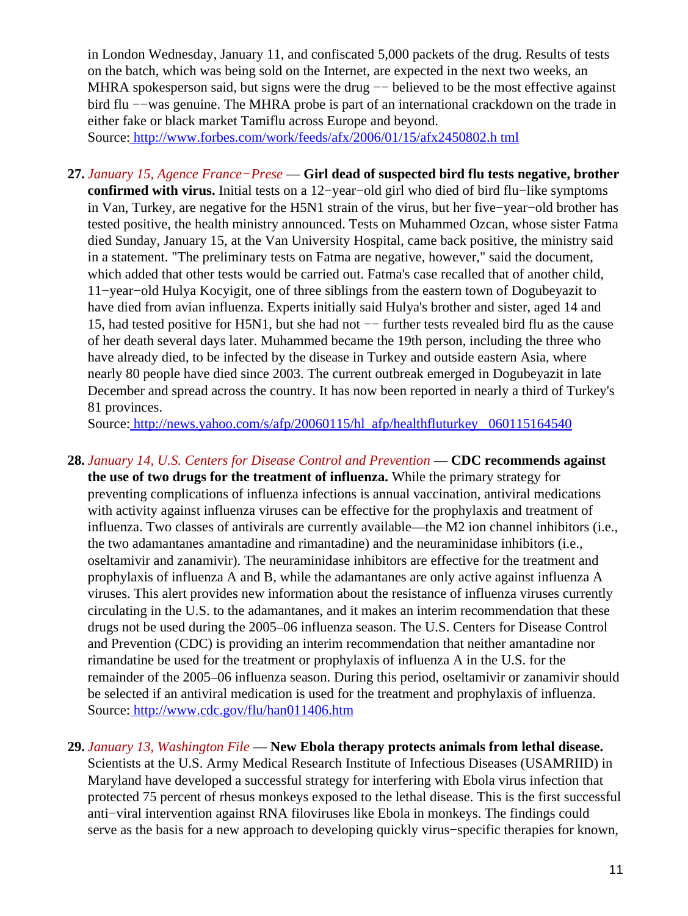in London Wednesday, January 11, and confiscated 5,000 packets of the drug. Results of tests on the batch, which was being sold on the Internet, are expected in the next two weeks, an MHRA spokesperson said, but signs were the drug −− believed to be the most effective against bird flu −−was genuine. The MHRA probe is part of an international crackdown on the trade in either fake or black market Tamiflu across Europe and beyond.
Source: http://www.forbes.com/work/feeds/afx/2006/01/15/afx2450802.h tml

27. *January 15, Agence France−Prese* — **Girl dead of suspected bird flu tests negative, brother confirmed with virus.** Initial tests on a 12−year−old girl who died of bird flu−like symptoms in Van, Turkey, are negative for the H5N1 strain of the virus, but her five−year−old brother has tested positive, the health ministry announced. Tests on Muhammed Ozcan, whose sister Fatma died Sunday, January 15, at the Van University Hospital, came back positive, the ministry said in a statement. "The preliminary tests on Fatma are negative, however," said the document, which added that other tests would be carried out. Fatma's case recalled that of another child, 11−year−old Hulya Kocyigit, one of three siblings from the eastern town of Dogubeyazit to have died from avian influenza. Experts initially said Hulya's brother and sister, aged 14 and 15, had tested positive for H5N1, but she had not −− further tests revealed bird flu as the cause of her death several days later. Muhammed became the 19th person, including the three who have already died, to be infected by the disease in Turkey and outside eastern Asia, where nearly 80 people have died since 2003. The current outbreak emerged in Dogubeyazit in late December and spread across the country. It has now been reported in nearly a third of Turkey's 81 provinces.
Source: http://news.yahoo.com/s/afp/20060115/hl_afp/healthfluturkey_060115164540

28. *January 14, U.S. Centers for Disease Control and Prevention* — **CDC recommends against the use of two drugs for the treatment of influenza.** While the primary strategy for preventing complications of influenza infections is annual vaccination, antiviral medications with activity against influenza viruses can be effective for the prophylaxis and treatment of influenza. Two classes of antivirals are currently available—the M2 ion channel inhibitors (i.e., the two adamantanes amantadine and rimantadine) and the neuraminidase inhibitors (i.e., oseltamivir and zanamivir). The neuraminidase inhibitors are effective for the treatment and prophylaxis of influenza A and B, while the adamantanes are only active against influenza A viruses. This alert provides new information about the resistance of influenza viruses currently circulating in the U.S. to the adamantanes, and it makes an interim recommendation that these drugs not be used during the 2005–06 influenza season. The U.S. Centers for Disease Control and Prevention (CDC) is providing an interim recommendation that neither amantadine nor rimandatine be used for the treatment or prophylaxis of influenza A in the U.S. for the remainder of the 2005–06 influenza season. During this period, oseltamivir or zanamivir should be selected if an antiviral medication is used for the treatment and prophylaxis of influenza.
Source: http://www.cdc.gov/flu/han011406.htm

29. *January 13, Washington File* — **New Ebola therapy protects animals from lethal disease.** Scientists at the U.S. Army Medical Research Institute of Infectious Diseases (USAMRIID) in Maryland have developed a successful strategy for interfering with Ebola virus infection that protected 75 percent of rhesus monkeys exposed to the lethal disease. This is the first successful anti−viral intervention against RNA filoviruses like Ebola in monkeys. The findings could serve as the basis for a new approach to developing quickly virus−specific therapies for known,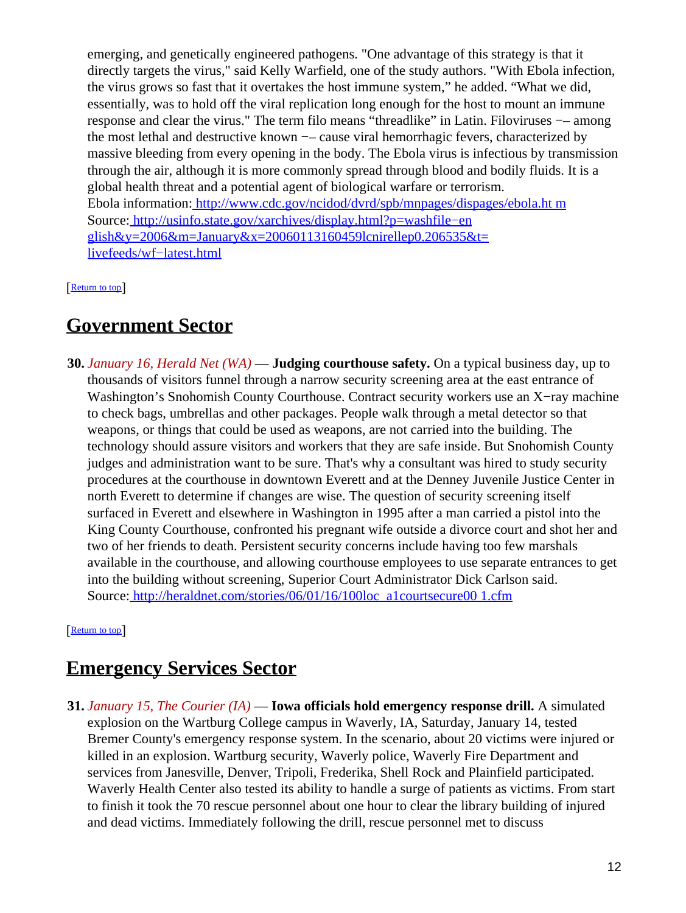emerging, and genetically engineered pathogens. "One advantage of this strategy is that it directly targets the virus," said Kelly Warfield, one of the study authors. "With Ebola infection, the virus grows so fast that it overtakes the host immune system," he added. "What we did, essentially, was to hold off the viral replication long enough for the host to mount an immune response and clear the virus." The term filo means "threadlike" in Latin. Filoviruses −– among the most lethal and destructive known −– cause viral hemorrhagic fevers, characterized by massive bleeding from every opening in the body. The Ebola virus is infectious by transmission through the air, although it is more commonly spread through blood and bodily fluids. It is a global health threat and a potential agent of biological warfare or terrorism.
Ebola information: http://www.cdc.gov/ncidod/dvrd/spb/mnpages/dispages/ebola.ht m
Source: http://usinfo.state.gov/xarchives/display.html?p=washfile−en glish&y=2006&m=January&x=20060113160459lcnirellep0.206535&t= livefeeds/wf−latest.html

[Return to top]

## Government Sector

**30.** *January 16, Herald Net (WA)* — **Judging courthouse safety.** On a typical business day, up to thousands of visitors funnel through a narrow security screening area at the east entrance of Washington's Snohomish County Courthouse. Contract security workers use an X−ray machine to check bags, umbrellas and other packages. People walk through a metal detector so that weapons, or things that could be used as weapons, are not carried into the building. The technology should assure visitors and workers that they are safe inside. But Snohomish County judges and administration want to be sure. That's why a consultant was hired to study security procedures at the courthouse in downtown Everett and at the Denney Juvenile Justice Center in north Everett to determine if changes are wise. The question of security screening itself surfaced in Everett and elsewhere in Washington in 1995 after a man carried a pistol into the King County Courthouse, confronted his pregnant wife outside a divorce court and shot her and two of her friends to death. Persistent security concerns include having too few marshals available in the courthouse, and allowing courthouse employees to use separate entrances to get into the building without screening, Superior Court Administrator Dick Carlson said.
Source: http://heraldnet.com/stories/06/01/16/100loc_a1courtsecure00 1.cfm

[Return to top]

## Emergency Services Sector

**31.** *January 15, The Courier (IA)* — **Iowa officials hold emergency response drill.** A simulated explosion on the Wartburg College campus in Waverly, IA, Saturday, January 14, tested Bremer County's emergency response system. In the scenario, about 20 victims were injured or killed in an explosion. Wartburg security, Waverly police, Waverly Fire Department and services from Janesville, Denver, Tripoli, Frederika, Shell Rock and Plainfield participated. Waverly Health Center also tested its ability to handle a surge of patients as victims. From start to finish it took the 70 rescue personnel about one hour to clear the library building of injured and dead victims. Immediately following the drill, rescue personnel met to discuss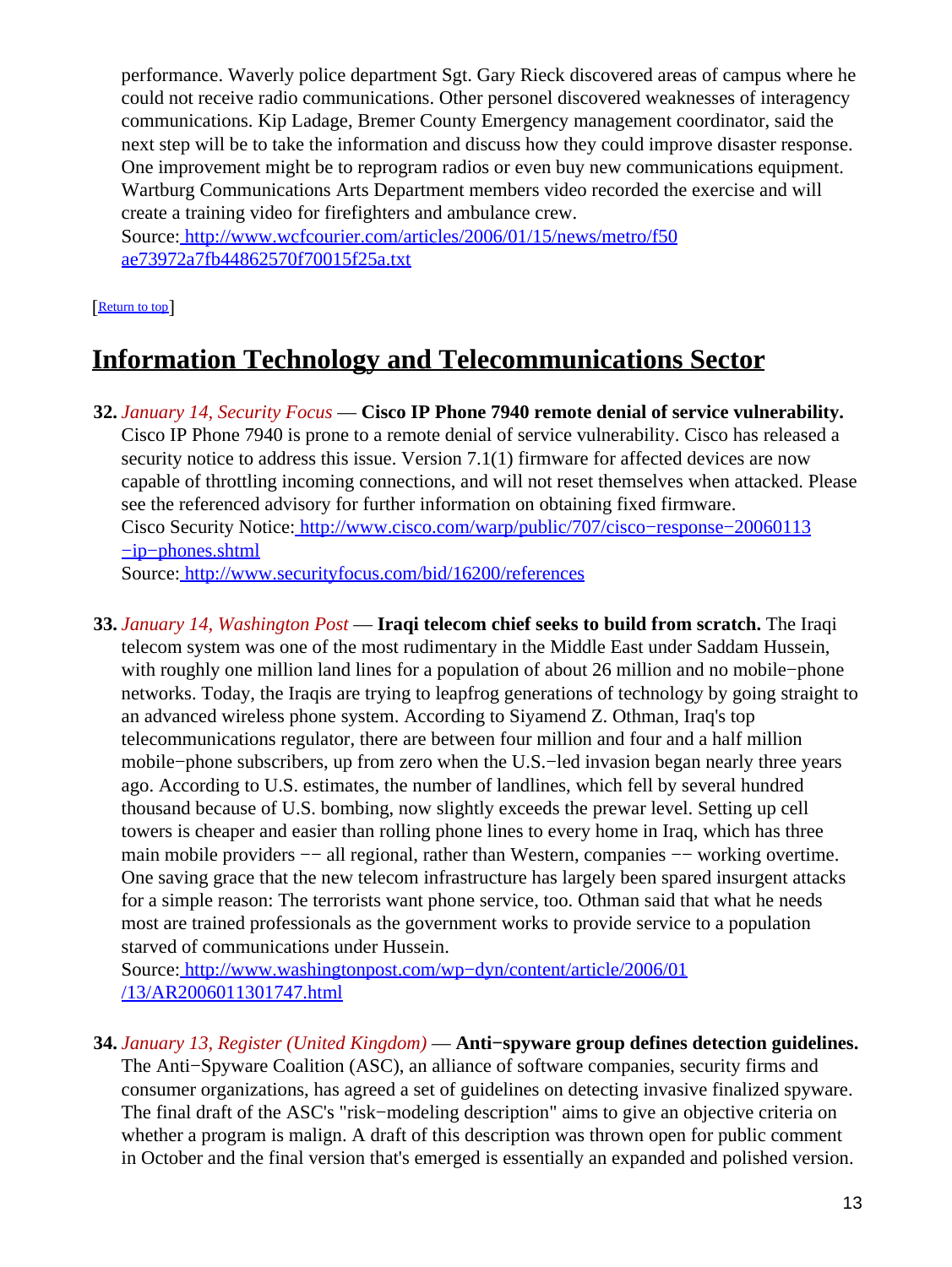performance. Waverly police department Sgt. Gary Rieck discovered areas of campus where he could not receive radio communications. Other personel discovered weaknesses of interagency communications. Kip Ladage, Bremer County Emergency management coordinator, said the next step will be to take the information and discuss how they could improve disaster response. One improvement might be to reprogram radios or even buy new communications equipment. Wartburg Communications Arts Department members video recorded the exercise and will create a training video for firefighters and ambulance crew.
Source: http://www.wcfcourier.com/articles/2006/01/15/news/metro/f50ae73972a7fb44862570f70015f25a.txt

[Return to top]

## Information Technology and Telecommunications Sector

**32.** *January 14, Security Focus* — **Cisco IP Phone 7940 remote denial of service vulnerability.** Cisco IP Phone 7940 is prone to a remote denial of service vulnerability. Cisco has released a security notice to address this issue. Version 7.1(1) firmware for affected devices are now capable of throttling incoming connections, and will not reset themselves when attacked. Please see the referenced advisory for further information on obtaining fixed firmware.
Cisco Security Notice: http://www.cisco.com/warp/public/707/cisco−response−20060113−ip−phones.shtml
Source: http://www.securityfocus.com/bid/16200/references

**33.** *January 14, Washington Post* — **Iraqi telecom chief seeks to build from scratch.** The Iraqi telecom system was one of the most rudimentary in the Middle East under Saddam Hussein, with roughly one million land lines for a population of about 26 million and no mobile−phone networks. Today, the Iraqis are trying to leapfrog generations of technology by going straight to an advanced wireless phone system. According to Siyamend Z. Othman, Iraq's top telecommunications regulator, there are between four million and four and a half million mobile−phone subscribers, up from zero when the U.S.−led invasion began nearly three years ago. According to U.S. estimates, the number of landlines, which fell by several hundred thousand because of U.S. bombing, now slightly exceeds the prewar level. Setting up cell towers is cheaper and easier than rolling phone lines to every home in Iraq, which has three main mobile providers −− all regional, rather than Western, companies −− working overtime. One saving grace that the new telecom infrastructure has largely been spared insurgent attacks for a simple reason: The terrorists want phone service, too. Othman said that what he needs most are trained professionals as the government works to provide service to a population starved of communications under Hussein.
Source: http://www.washingtonpost.com/wp−dyn/content/article/2006/01/13/AR2006011301747.html

**34.** *January 13, Register (United Kingdom)* — **Anti−spyware group defines detection guidelines.** The Anti−Spyware Coalition (ASC), an alliance of software companies, security firms and consumer organizations, has agreed a set of guidelines on detecting invasive finalized spyware. The final draft of the ASC's "risk−modeling description" aims to give an objective criteria on whether a program is malign. A draft of this description was thrown open for public comment in October and the final version that's emerged is essentially an expanded and polished version.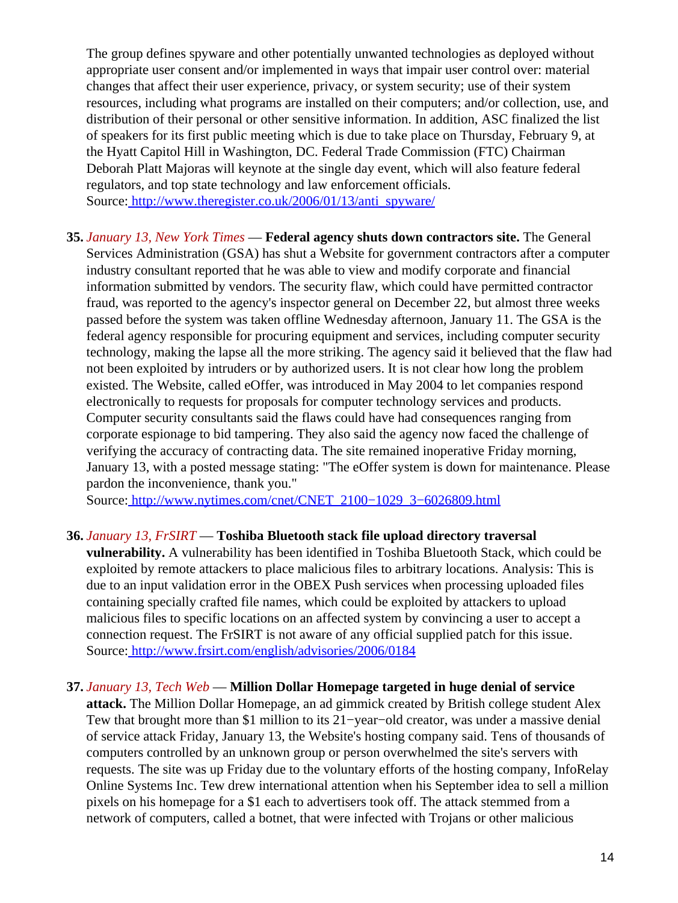The group defines spyware and other potentially unwanted technologies as deployed without appropriate user consent and/or implemented in ways that impair user control over: material changes that affect their user experience, privacy, or system security; use of their system resources, including what programs are installed on their computers; and/or collection, use, and distribution of their personal or other sensitive information. In addition, ASC finalized the list of speakers for its first public meeting which is due to take place on Thursday, February 9, at the Hyatt Capitol Hill in Washington, DC. Federal Trade Commission (FTC) Chairman Deborah Platt Majoras will keynote at the single day event, which will also feature federal regulators, and top state technology and law enforcement officials.
Source: http://www.theregister.co.uk/2006/01/13/anti_spyware/

**35.** *January 13, New York Times* — **Federal agency shuts down contractors site.** The General Services Administration (GSA) has shut a Website for government contractors after a computer industry consultant reported that he was able to view and modify corporate and financial information submitted by vendors. The security flaw, which could have permitted contractor fraud, was reported to the agency's inspector general on December 22, but almost three weeks passed before the system was taken offline Wednesday afternoon, January 11. The GSA is the federal agency responsible for procuring equipment and services, including computer security technology, making the lapse all the more striking. The agency said it believed that the flaw had not been exploited by intruders or by authorized users. It is not clear how long the problem existed. The Website, called eOffer, was introduced in May 2004 to let companies respond electronically to requests for proposals for computer technology services and products. Computer security consultants said the flaws could have had consequences ranging from corporate espionage to bid tampering. They also said the agency now faced the challenge of verifying the accuracy of contracting data. The site remained inoperative Friday morning, January 13, with a posted message stating: "The eOffer system is down for maintenance. Please pardon the inconvenience, thank you."
Source: http://www.nytimes.com/cnet/CNET_2100−1029_3−6026809.html

**36.** *January 13, FrSIRT* — **Toshiba Bluetooth stack file upload directory traversal vulnerability.** A vulnerability has been identified in Toshiba Bluetooth Stack, which could be exploited by remote attackers to place malicious files to arbitrary locations. Analysis: This is due to an input validation error in the OBEX Push services when processing uploaded files containing specially crafted file names, which could be exploited by attackers to upload malicious files to specific locations on an affected system by convincing a user to accept a connection request. The FrSIRT is not aware of any official supplied patch for this issue.
Source: http://www.frsirt.com/english/advisories/2006/0184

**37.** *January 13, Tech Web* — **Million Dollar Homepage targeted in huge denial of service attack.** The Million Dollar Homepage, an ad gimmick created by British college student Alex Tew that brought more than $1 million to its 21−year−old creator, was under a massive denial of service attack Friday, January 13, the Website's hosting company said. Tens of thousands of computers controlled by an unknown group or person overwhelmed the site's servers with requests. The site was up Friday due to the voluntary efforts of the hosting company, InfoRelay Online Systems Inc. Tew drew international attention when his September idea to sell a million pixels on his homepage for a $1 each to advertisers took off. The attack stemmed from a network of computers, called a botnet, that were infected with Trojans or other malicious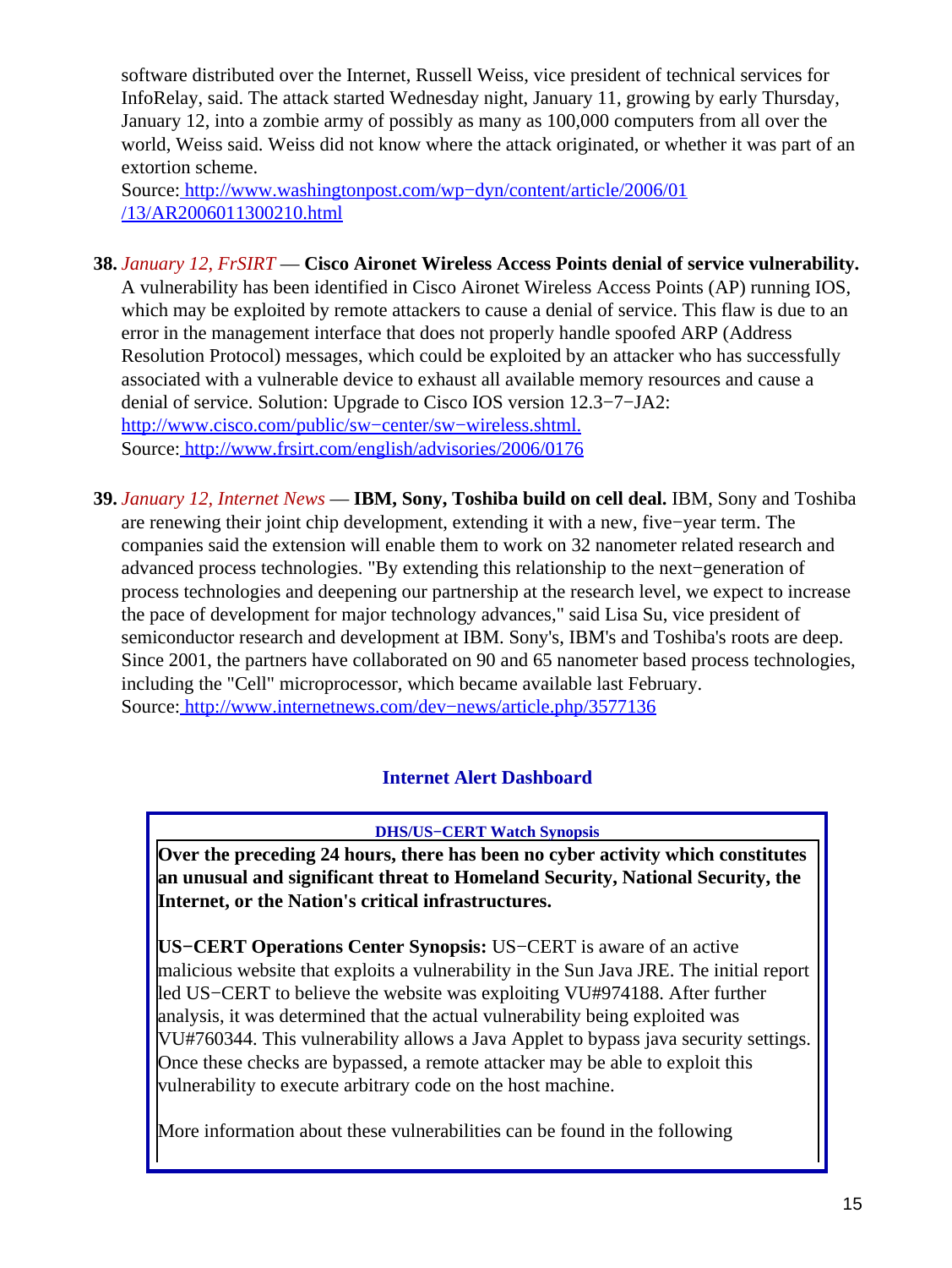software distributed over the Internet, Russell Weiss, vice president of technical services for InfoRelay, said. The attack started Wednesday night, January 11, growing by early Thursday, January 12, into a zombie army of possibly as many as 100,000 computers from all over the world, Weiss said. Weiss did not know where the attack originated, or whether it was part of an extortion scheme.
Source: http://www.washingtonpost.com/wp−dyn/content/article/2006/01/13/AR2006011300210.html

**38.** *January 12, FrSIRT* — **Cisco Aironet Wireless Access Points denial of service vulnerability.** A vulnerability has been identified in Cisco Aironet Wireless Access Points (AP) running IOS, which may be exploited by remote attackers to cause a denial of service. This flaw is due to an error in the management interface that does not properly handle spoofed ARP (Address Resolution Protocol) messages, which could be exploited by an attacker who has successfully associated with a vulnerable device to exhaust all available memory resources and cause a denial of service. Solution: Upgrade to Cisco IOS version 12.3−7−JA2: http://www.cisco.com/public/sw−center/sw−wireless.shtml.
Source: http://www.frsirt.com/english/advisories/2006/0176

**39.** *January 12, Internet News* — **IBM, Sony, Toshiba build on cell deal.** IBM, Sony and Toshiba are renewing their joint chip development, extending it with a new, five−year term. The companies said the extension will enable them to work on 32 nanometer related research and advanced process technologies. "By extending this relationship to the next−generation of process technologies and deepening our partnership at the research level, we expect to increase the pace of development for major technology advances," said Lisa Su, vice president of semiconductor research and development at IBM. Sony's, IBM's and Toshiba's roots are deep. Since 2001, the partners have collaborated on 90 and 65 nanometer based process technologies, including the "Cell" microprocessor, which became available last February.
Source: http://www.internetnews.com/dev−news/article.php/3577136

## Internet Alert Dashboard

**DHS/US−CERT Watch Synopsis**

**Over the preceding 24 hours, there has been no cyber activity which constitutes an unusual and significant threat to Homeland Security, National Security, the Internet, or the Nation's critical infrastructures.**

**US−CERT Operations Center Synopsis:** US−CERT is aware of an active malicious website that exploits a vulnerability in the Sun Java JRE. The initial report led US−CERT to believe the website was exploiting VU#974188. After further analysis, it was determined that the actual vulnerability being exploited was VU#760344. This vulnerability allows a Java Applet to bypass java security settings. Once these checks are bypassed, a remote attacker may be able to exploit this vulnerability to execute arbitrary code on the host machine.

More information about these vulnerabilities can be found in the following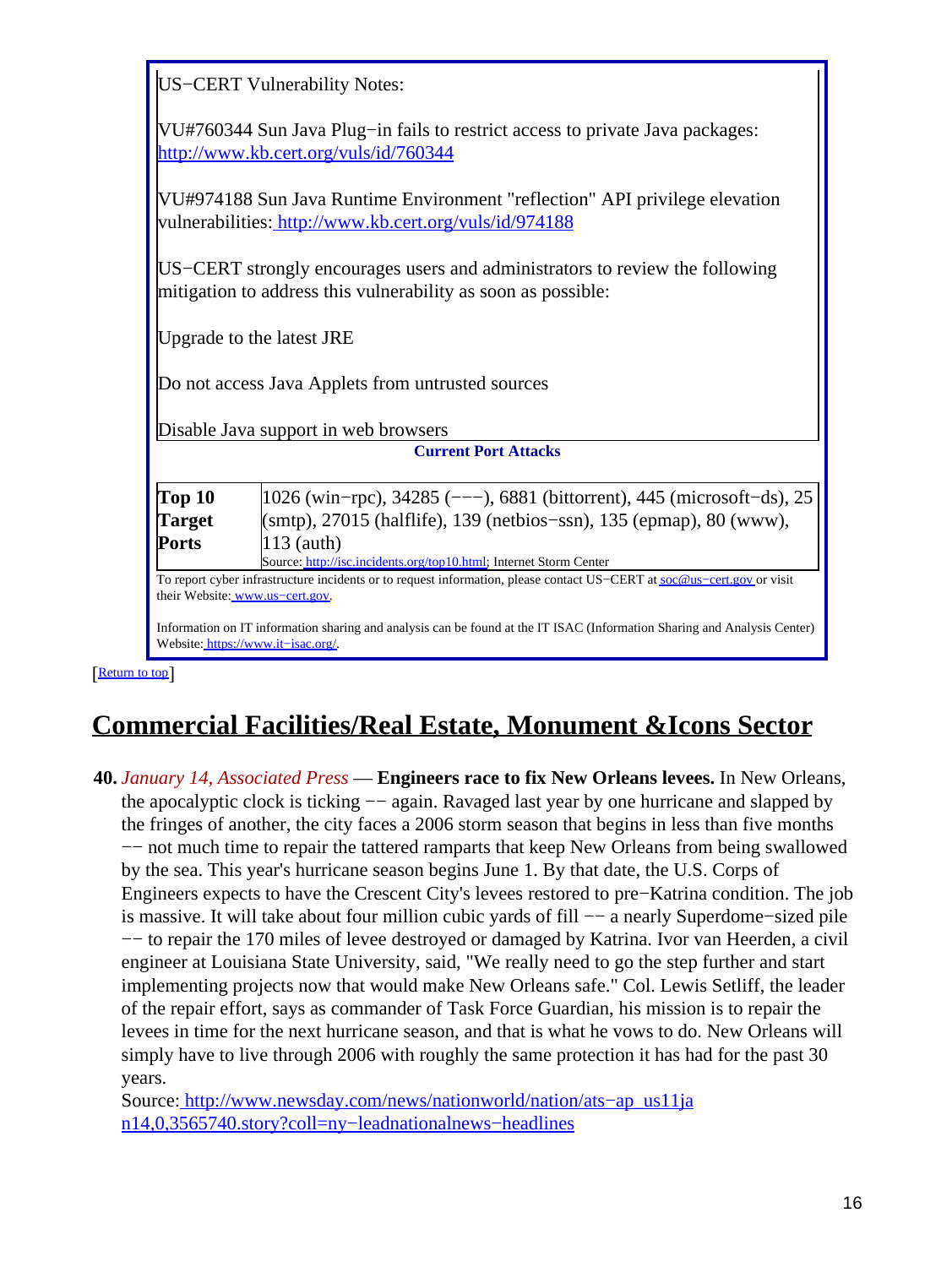US−CERT Vulnerability Notes:

VU#760344 Sun Java Plug−in fails to restrict access to private Java packages: http://www.kb.cert.org/vuls/id/760344

VU#974188 Sun Java Runtime Environment "reflection" API privilege elevation vulnerabilities: http://www.kb.cert.org/vuls/id/974188

US−CERT strongly encourages users and administrators to review the following mitigation to address this vulnerability as soon as possible:

Upgrade to the latest JRE

Do not access Java Applets from untrusted sources

Disable Java support in web browsers

**Current Port Attacks**

| | |
|---|---|
| **Top 10 Target Ports** | 1026 (win−rpc), 34285 (−−−), 6881 (bittorrent), 445 (microsoft−ds), 25 (smtp), 27015 (halflife), 139 (netbios−ssn), 135 (epmap), 80 (www), 113 (auth)<br>Source: http://isc.incidents.org/top10.html; Internet Storm Center |

To report cyber infrastructure incidents or to request information, please contact US−CERT at soc@us−cert.gov or visit their Website: www.us−cert.gov.

Information on IT information sharing and analysis can be found at the IT ISAC (Information Sharing and Analysis Center) Website: https://www.it−isac.org/.

[Return to top]

# Commercial Facilities/Real Estate, Monument &Icons Sector

**40.** *January 14, Associated Press* — **Engineers race to fix New Orleans levees.** In New Orleans, the apocalyptic clock is ticking −− again. Ravaged last year by one hurricane and slapped by the fringes of another, the city faces a 2006 storm season that begins in less than five months −− not much time to repair the tattered ramparts that keep New Orleans from being swallowed by the sea. This year's hurricane season begins June 1. By that date, the U.S. Corps of Engineers expects to have the Crescent City's levees restored to pre−Katrina condition. The job is massive. It will take about four million cubic yards of fill −− a nearly Superdome−sized pile −− to repair the 170 miles of levee destroyed or damaged by Katrina. Ivor van Heerden, a civil engineer at Louisiana State University, said, "We really need to go the step further and start implementing projects now that would make New Orleans safe." Col. Lewis Setliff, the leader of the repair effort, says as commander of Task Force Guardian, his mission is to repair the levees in time for the next hurricane season, and that is what he vows to do. New Orleans will simply have to live through 2006 with roughly the same protection it has had for the past 30 years.
Source: http://www.newsday.com/news/nationworld/nation/ats−ap_us11jan14,0,3565740.story?coll=ny−leadnationalnews−headlines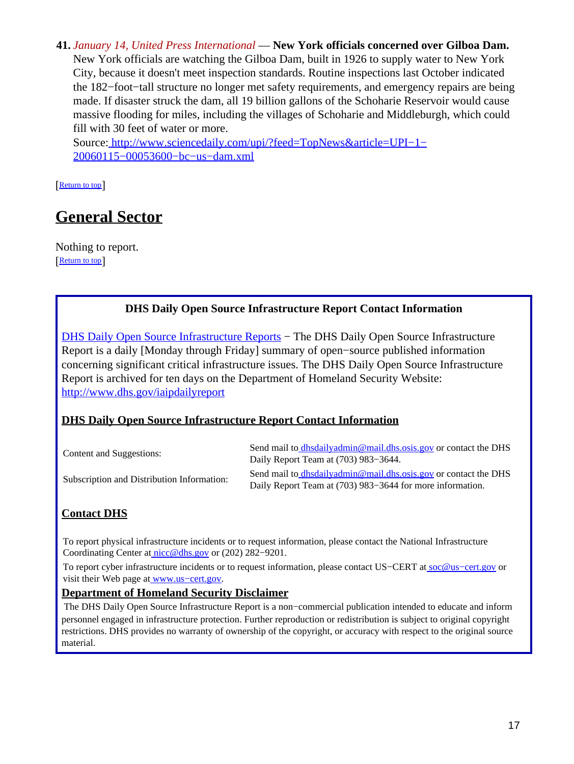**41.** *January 14, United Press International* — **New York officials concerned over Gilboa Dam.** New York officials are watching the Gilboa Dam, built in 1926 to supply water to New York City, because it doesn't meet inspection standards. Routine inspections last October indicated the 182−foot−tall structure no longer met safety requirements, and emergency repairs are being made. If disaster struck the dam, all 19 billion gallons of the Schoharie Reservoir would cause massive flooding for miles, including the villages of Schoharie and Middleburgh, which could fill with 30 feet of water or more.
Source: http://www.sciencedaily.com/upi/?feed=TopNews&article=UPI−1−20060115−00053600−bc−us−dam.xml

[Return to top]

# General Sector

Nothing to report.
[Return to top]

**DHS Daily Open Source Infrastructure Report Contact Information**

DHS Daily Open Source Infrastructure Reports − The DHS Daily Open Source Infrastructure Report is a daily [Monday through Friday] summary of open−source published information concerning significant critical infrastructure issues. The DHS Daily Open Source Infrastructure Report is archived for ten days on the Department of Homeland Security Website: http://www.dhs.gov/iaipdailyreport

## DHS Daily Open Source Infrastructure Report Contact Information

| | |
|---|---|
| Content and Suggestions: | Send mail to dhsdailyadmin@mail.dhs.osis.gov or contact the DHS Daily Report Team at (703) 983−3644. |
| Subscription and Distribution Information: | Send mail to dhsdailyadmin@mail.dhs.osis.gov or contact the DHS Daily Report Team at (703) 983−3644 for more information. |

## Contact DHS

To report physical infrastructure incidents or to request information, please contact the National Infrastructure Coordinating Center at nicc@dhs.gov or (202) 282−9201.

To report cyber infrastructure incidents or to request information, please contact US−CERT at soc@us−cert.gov or visit their Web page at www.us−cert.gov.

## Department of Homeland Security Disclaimer

The DHS Daily Open Source Infrastructure Report is a non−commercial publication intended to educate and inform personnel engaged in infrastructure protection. Further reproduction or redistribution is subject to original copyright restrictions. DHS provides no warranty of ownership of the copyright, or accuracy with respect to the original source material.